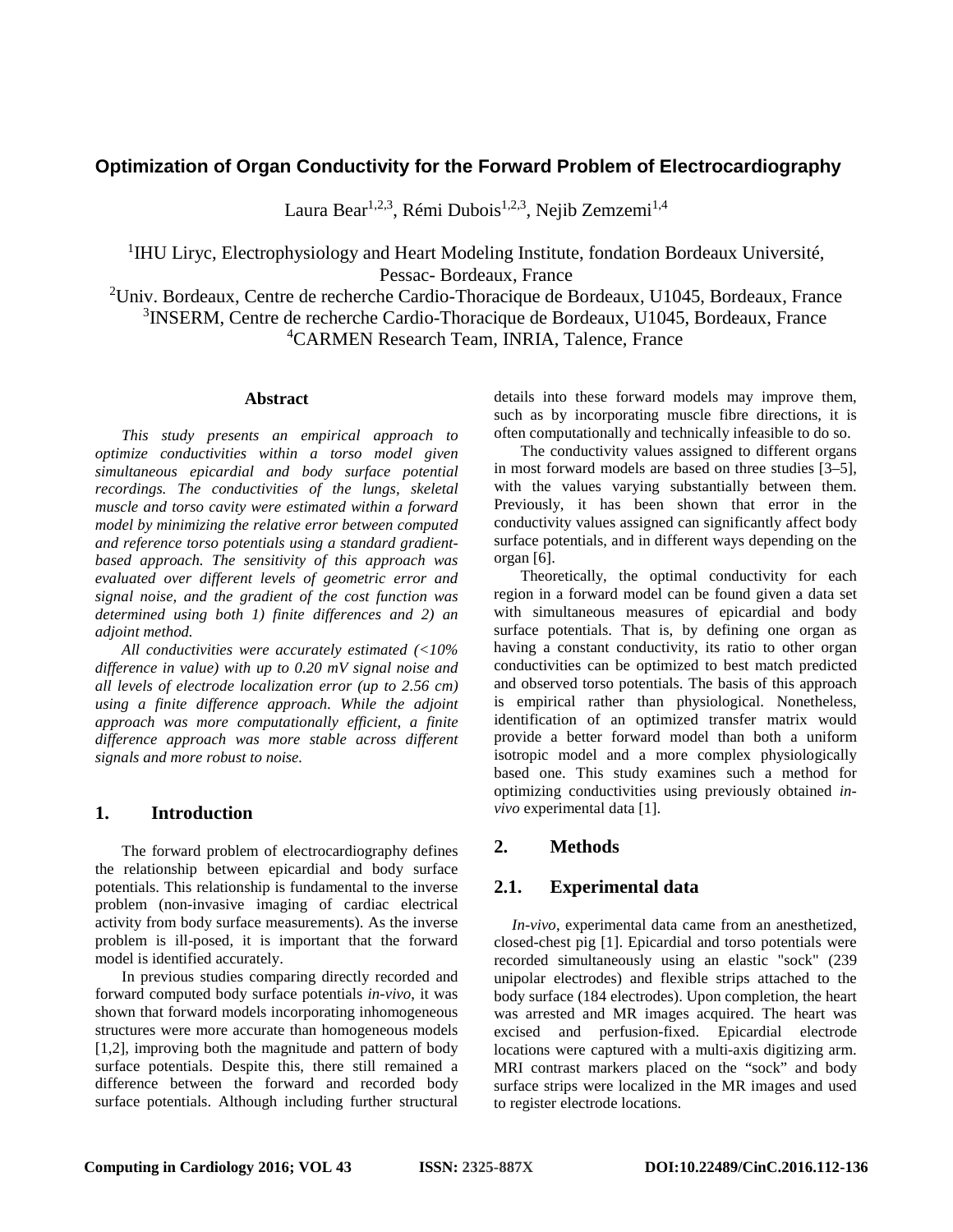# Optimization of Organ Conductivity for the Forward Problem of Electrocardiography

Laura Bear[1,2,3], Rémi Dubois[1,2,3], Nejib Zemzemi[1,4]

[1]IHU Liryc, Electrophysiology and Heart Modeling Institute, fondation Bordeaux Université, Pessac- Bordeaux, France
[2]Univ. Bordeaux, Centre de recherche Cardio-Thoracique de Bordeaux, U1045, Bordeaux, France
[3]INSERM, Centre de recherche Cardio-Thoracique de Bordeaux, U1045, Bordeaux, France
[4]CARMEN Research Team, INRIA, Talence, France

### Abstract

*This study presents an empirical approach to optimize conductivities within a torso model given simultaneous epicardial and body surface potential recordings. The conductivities of the lungs, skeletal muscle and torso cavity were estimated within a forward model by minimizing the relative error between computed and reference torso potentials using a standard gradient-based approach. The sensitivity of this approach was evaluated over different levels of geometric error and signal noise, and the gradient of the cost function was determined using both 1) finite differences and 2) an adjoint method.*

*All conductivities were accurately estimated (<10% difference in value) with up to 0.20 mV signal noise and all levels of electrode localization error (up to 2.56 cm) using a finite difference approach. While the adjoint approach was more computationally efficient, a finite difference approach was more stable across different signals and more robust to noise.*

## 1. Introduction

The forward problem of electrocardiography defines the relationship between epicardial and body surface potentials. This relationship is fundamental to the inverse problem (non-invasive imaging of cardiac electrical activity from body surface measurements). As the inverse problem is ill-posed, it is important that the forward model is identified accurately.

In previous studies comparing directly recorded and forward computed body surface potentials *in-vivo*, it was shown that forward models incorporating inhomogeneous structures were more accurate than homogeneous models [1,2], improving both the magnitude and pattern of body surface potentials. Despite this, there still remained a difference between the forward and recorded body surface potentials. Although including further structural details into these forward models may improve them, such as by incorporating muscle fibre directions, it is often computationally and technically infeasible to do so.

The conductivity values assigned to different organs in most forward models are based on three studies [3–5], with the values varying substantially between them. Previously, it has been shown that error in the conductivity values assigned can significantly affect body surface potentials, and in different ways depending on the organ [6].

Theoretically, the optimal conductivity for each region in a forward model can be found given a data set with simultaneous measures of epicardial and body surface potentials. That is, by defining one organ as having a constant conductivity, its ratio to other organ conductivities can be optimized to best match predicted and observed torso potentials. The basis of this approach is empirical rather than physiological. Nonetheless, identification of an optimized transfer matrix would provide a better forward model than both a uniform isotropic model and a more complex physiologically based one. This study examines such a method for optimizing conductivities using previously obtained *in-vivo* experimental data [1].

## 2. Methods

## 2.1. Experimental data

*In-vivo*, experimental data came from an anesthetized, closed-chest pig [1]. Epicardial and torso potentials were recorded simultaneously using an elastic "sock" (239 unipolar electrodes) and flexible strips attached to the body surface (184 electrodes). Upon completion, the heart was arrested and MR images acquired. The heart was excised and perfusion-fixed. Epicardial electrode locations were captured with a multi-axis digitizing arm. MRI contrast markers placed on the "sock" and body surface strips were localized in the MR images and used to register electrode locations.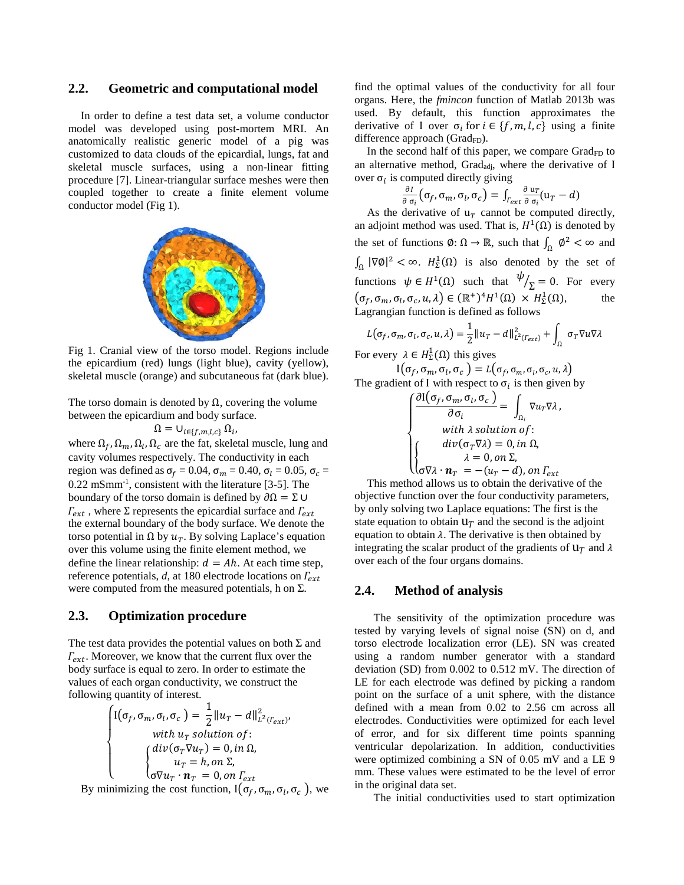## 2.2. Geometric and computational model

In order to define a test data set, a volume conductor model was developed using post-mortem MRI. An anatomically realistic generic model of a pig was customized to data clouds of the epicardial, lungs, fat and skeletal muscle surfaces, using a non-linear fitting procedure [7]. Linear-triangular surface meshes were then coupled together to create a finite element volume conductor model (Fig 1).

Fig 1. Cranial view of the torso model. Regions include the epicardium (red) lungs (light blue), cavity (yellow), skeletal muscle (orange) and subcutaneous fat (dark blue).

The torso domain is denoted by $\Omega$, covering the volume between the epicardium and body surface.

$$\Omega = \cup_{i \in \{f,m,l,c\}} \Omega_i,$$

where $\Omega_f, \Omega_m, \Omega_l, \Omega_c$ are the fat, skeletal muscle, lung and cavity volumes respectively. The conductivity in each region was defined as $\sigma_f = 0.04$, $\sigma_m = 0.40$, $\sigma_l = 0.05$, $\sigma_c = 0.22$ mSmm$^{-1}$, consistent with the literature [3-5]. The boundary of the torso domain is defined by $\partial\Omega = \Sigma \cup \Gamma_{ext}$, where $\Sigma$ represents the epicardial surface and $\Gamma_{ext}$ the external boundary of the body surface. We denote the torso potential in $\Omega$ by $u_T$. By solving Laplace's equation over this volume using the finite element method, we define the linear relationship: $d = Ah$. At each time step, reference potentials, $d$, at 180 electrode locations on $\Gamma_{ext}$ were computed from the measured potentials, h on $\Sigma$.

## 2.3. Optimization procedure

The test data provides the potential values on both $\Sigma$ and $\Gamma_{ext}$. Moreover, we know that the current flux over the body surface is equal to zero. In order to estimate the values of each organ conductivity, we construct the following quantity of interest.

$$\begin{cases} \mathrm{I}(\sigma_f, \sigma_m, \sigma_l, \sigma_c) = \dfrac{1}{2}\|u_T - d\|^2_{L^2(\Gamma_{ext})}, \\ \quad with\ u_T\ solution\ of: \\ \begin{cases} div(\sigma_T \nabla u_T) = 0, in\ \Omega, \\ u_T = h, on\ \Sigma, \\ \sigma\nabla u_T \cdot \mathbf{n}_T = 0, on\ \Gamma_{ext} \end{cases} \end{cases}$$

By minimizing the cost function, $\mathrm{I}(\sigma_f, \sigma_m, \sigma_l, \sigma_c)$, we find the optimal values of the conductivity for all four organs. Here, the *fmincon* function of Matlab 2013b was used. By default, this function approximates the derivative of I over $\sigma_i$ for $i \in \{f, m, l, c\}$ using a finite difference approach (Grad$_{FD}$).

In the second half of this paper, we compare Grad$_{FD}$ to an alternative method, Grad$_{adj}$, where the derivative of I over $\sigma_i$ is computed directly giving

$$\frac{\partial I}{\partial \sigma_i}(\sigma_f, \sigma_m, \sigma_l, \sigma_c) = \int_{\Gamma_{ext}} \frac{\partial u_T}{\partial \sigma_i}(u_T - d)$$

As the derivative of $u_T$ cannot be computed directly, an adjoint method was used. That is, $H^1(\Omega)$ is denoted by the set of functions $\emptyset: \Omega \to \mathbb{R}$, such that $\int_\Omega \emptyset^2 < \infty$ and $\int_\Omega |\nabla\emptyset|^2 < \infty$. $H^1_\Sigma(\Omega)$ is also denoted by the set of functions $\psi \in H^1(\Omega)$ such that $\psi/_\Sigma = 0$. For every $(\sigma_f, \sigma_m, \sigma_l, \sigma_c, u, \lambda) \in (\mathbb{R}^+)^4 H^1(\Omega) \times H^1_\Sigma(\Omega)$, the Lagrangian function is defined as follows

$$L(\sigma_f, \sigma_m, \sigma_l, \sigma_c, u, \lambda) = \frac{1}{2}\|u_T - d\|^2_{L^2(\Gamma_{ext})} + \int_\Omega \sigma_T \nabla u \nabla \lambda$$

For every $\lambda \in H^1_\Sigma(\Omega)$ this gives

$$\mathrm{I}(\sigma_f, \sigma_m, \sigma_l, \sigma_c) = L(\sigma_f, \sigma_m, \sigma_l, \sigma_c, u, \lambda)$$

The gradient of I with respect to $\sigma_i$ is then given by

$$\begin{cases} \dfrac{\partial \mathrm{I}(\sigma_f, \sigma_m, \sigma_l, \sigma_c)}{\partial \sigma_i} = \displaystyle\int_{\Omega_i} \nabla u_T \nabla \lambda, \\ \quad with\ \lambda\ solution\ of: \\ \begin{cases} div(\sigma_T \nabla \lambda) = 0, in\ \Omega, \\ \lambda = 0, on\ \Sigma, \\ \sigma\nabla\lambda \cdot \mathbf{n}_T = -(u_T - d), on\ \Gamma_{ext} \end{cases} \end{cases}$$

This method allows us to obtain the derivative of the objective function over the four conductivity parameters, by only solving two Laplace equations: The first is the state equation to obtain $u_T$ and the second is the adjoint equation to obtain $\lambda$. The derivative is then obtained by integrating the scalar product of the gradients of $u_T$ and $\lambda$ over each of the four organs domains.

## 2.4. Method of analysis

The sensitivity of the optimization procedure was tested by varying levels of signal noise (SN) on d, and torso electrode localization error (LE). SN was created using a random number generator with a standard deviation (SD) from 0.002 to 0.512 mV. The direction of LE for each electrode was defined by picking a random point on the surface of a unit sphere, with the distance defined with a mean from 0.02 to 2.56 cm across all electrodes. Conductivities were optimized for each level of error, and for six different time points spanning ventricular depolarization. In addition, conductivities were optimized combining a SN of 0.05 mV and a LE 9 mm. These values were estimated to be the level of error in the original data set.

The initial conductivities used to start optimization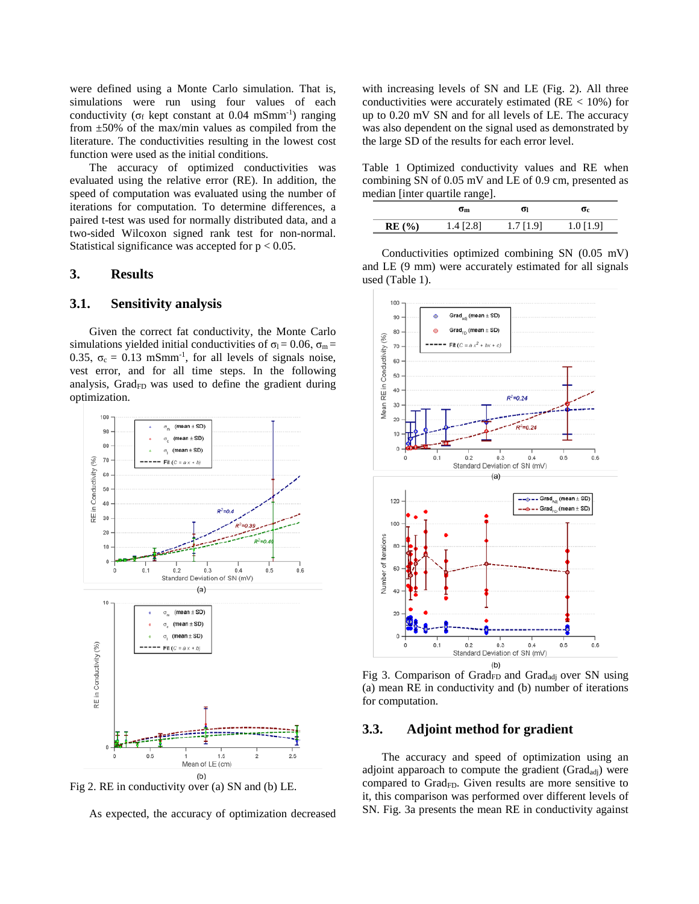were defined using a Monte Carlo simulation. That is, simulations were run using four values of each conductivity ($\sigma_f$ kept constant at 0.04 mSmm$^{-1}$) ranging from ±50% of the max/min values as compiled from the literature. The conductivities resulting in the lowest cost function were used as the initial conditions.

The accuracy of optimized conductivities was evaluated using the relative error (RE). In addition, the speed of computation was evaluated using the number of iterations for computation. To determine differences, a paired t-test was used for normally distributed data, and a two-sided Wilcoxon signed rank test for non-normal. Statistical significance was accepted for $p < 0.05$.

## 3. Results

### 3.1. Sensitivity analysis

Given the correct fat conductivity, the Monte Carlo simulation yielded initial conductivities of $\sigma_l = 0.06$, $\sigma_m = 0.35$, $\sigma_c = 0.13$ mSmm$^{-1}$, for all levels of signals noise, vest error, and for all time steps. In the following analysis, $Grad_{FD}$ was used to define the gradient during optimization.

100
90
80
70
60
50
40
30
20
10
0
RE in Conductivity (%)
$\sigma_m$ (mean ± SD)
$\sigma_c$ (mean ± SD)
$\sigma_l$ (mean ± SD)
Fit ($C = a \times + b$)
$R^2$=0.4
$R^2$=0.39
$R^2$=0.49
0 0.1 0.2 0.3 0.4 0.5 0.6
Standard Deviation of SN (mV)
(a)

10
RE in Conductivity (%)
$\sigma_m$ (mean ± SD)
$\sigma_c$ (mean ± SD)
$\sigma_l$ (mean ± SD)
Fit ($C = a \times + b$)
0
0 0.5 1 1.5 2 2.5
Mean of LE (cm)
(b)

Fig 2. RE in conductivity over (a) SN and (b) LE.

As expected, the accuracy of optimization decreased with increasing levels of SN and LE (Fig. 2). All three conductivities were accurately estimated (RE < 10%) for up to 0.20 mV SN and for all levels of LE. The accuracy was also dependent on the signal used as demonstrated by the large SD of the results for each error level.

Table 1 Optimized conductivity values and RE when combining SN of 0.05 mV and LE of 0.9 cm, presented as median [inter quartile range].

| | $\sigma_m$ | $\sigma_l$ | $\sigma_c$ |
|---|---|---|---|
| **RE (%)** | 1.4 [2.8] | 1.7 [1.9] | 1.0 [1.9] |

Conductivities optimized combining SN (0.05 mV) and LE (9 mm) were accurately estimated for all signals used (Table 1).

100
90
80
70
60
50
40
30
20
10
0
Mean RE in Conductivity (%)
$Grad_{adj}$ (mean ± SD)
$Grad_{FD}$ (mean ± SD)
Fit ($C = a\,x^2 + bx + c$)
$R^2$=0.24
$R^2$=0.24
0 0.1 0.2 0.3 0.4 0.5 0.6
Standard Deviation of SN (mV)
(a)

120
100
80
60
40
20
0
Number of Iterations
$Grad_{adj}$ (mean ± SD)
$Grad_{FD}$ (mean ± SD)
0 0.1 0.2 0.3 0.4 0.5 0.6
Standard Deviation of SN (mV)
(b)

Fig 3. Comparison of $Grad_{FD}$ and $Grad_{adj}$ over SN using (a) mean RE in conductivity and (b) number of iterations for computation.

### 3.3. Adjoint method for gradient

The accuracy and speed of optimization using an adjoint apparoach to compute the gradient ($Grad_{adj}$) were compared to $Grad_{FD}$. Given results are more sensitive to it, this comparison was performed over different levels of SN. Fig. 3a presents the mean RE in conductivity against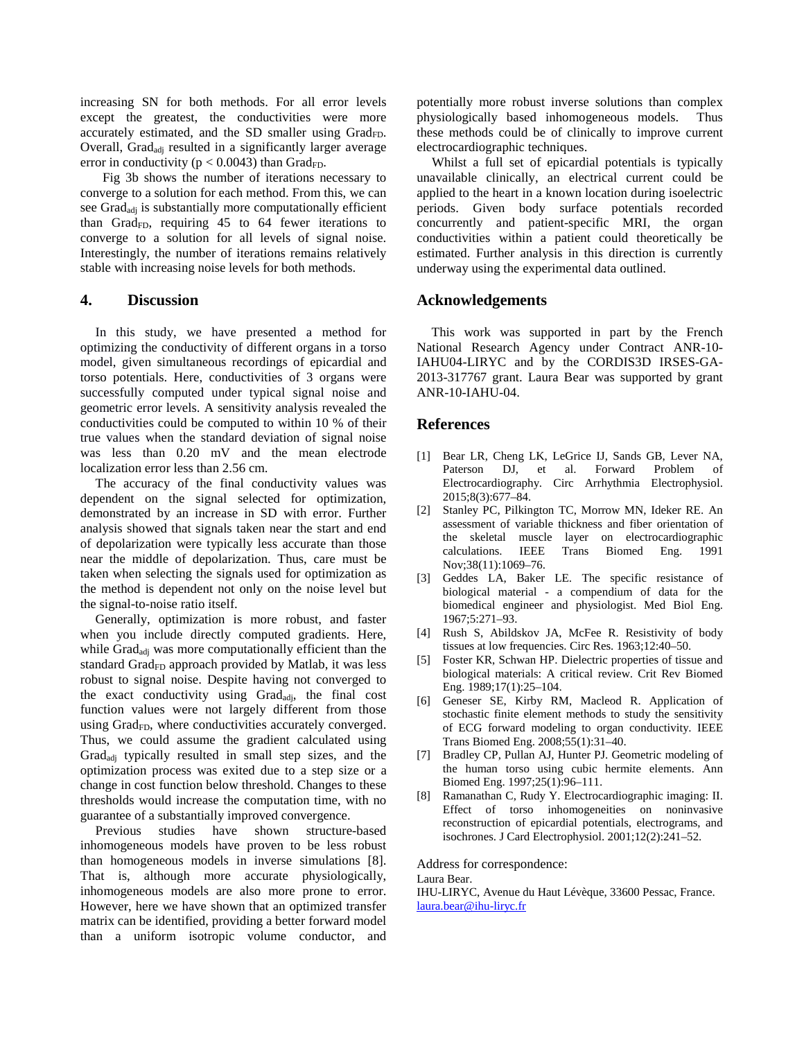increasing SN for both methods. For all error levels except the greatest, the conductivities were more accurately estimated, and the SD smaller using $Grad_{FD}$. Overall, $Grad_{adj}$ resulted in a significantly larger average error in conductivity ($p < 0.0043$) than $Grad_{FD}$.

Fig 3b shows the number of iterations necessary to converge to a solution for each method. From this, we can see $Grad_{adj}$ is substantially more computationally efficient than $Grad_{FD}$, requiring 45 to 64 fewer iterations to converge to a solution for all levels of signal noise. Interestingly, the number of iterations remains relatively stable with increasing noise levels for both methods.

## 4. Discussion

In this study, we have presented a method for optimizing the conductivity of different organs in a torso model, given simultaneous recordings of epicardial and torso potentials. Here, conductivities of 3 organs were successfully computed under typical signal noise and geometric error levels. A sensitivity analysis revealed the conductivities could be computed to within 10 % of their true values when the standard deviation of signal noise was less than 0.20 mV and the mean electrode localization error less than 2.56 cm.

The accuracy of the final conductivity values was dependent on the signal selected for optimization, demonstrated by an increase in SD with error. Further analysis showed that signals taken near the start and end of depolarization were typically less accurate than those near the middle of depolarization. Thus, care must be taken when selecting the signals used for optimization as the method is dependent not only on the noise level but the signal-to-noise ratio itself.

Generally, optimization is more robust, and faster when you include directly computed gradients. Here, while $Grad_{adj}$ was more computationally efficient than the standard $Grad_{FD}$ approach provided by Matlab, it was less robust to signal noise. Despite having not converged to the exact conductivity using $Grad_{adj}$, the final cost function values were not largely different from those using $Grad_{FD}$, where conductivities accurately converged. Thus, we could assume the gradient calculated using $Grad_{adj}$ typically resulted in small step sizes, and the optimization process was exited due to a step size or a change in cost function below threshold. Changes to these thresholds would increase the computation time, with no guarantee of a substantially improved convergence.

Previous studies have shown structure-based inhomogeneous models have proven to be less robust than homogeneous models in inverse simulations [8]. That is, although more accurate physiologically, inhomogeneous models are also more prone to error. However, here we have shown that an optimized transfer matrix can be identified, providing a better forward model than a uniform isotropic volume conductor, and potentially more robust inverse solutions than complex physiologically based inhomogeneous models. Thus these methods could be of clinically to improve current electrocardiographic techniques.

Whilst a full set of epicardial potentials is typically unavailable clinically, an electrical current could be applied to the heart in a known location during isoelectric periods. Given body surface potentials recorded concurrently and patient-specific MRI, the organ conductivities within a patient could theoretically be estimated. Further analysis in this direction is currently underway using the experimental data outlined.

## Acknowledgements

This work was supported in part by the French National Research Agency under Contract ANR-10-IAHU04-LIRYC and by the CORDIS3D IRSES-GA-2013-317767 grant. Laura Bear was supported by grant ANR-10-IAHU-04.

## References

[1] Bear LR, Cheng LK, LeGrice IJ, Sands GB, Lever NA, Paterson DJ, et al. Forward Problem of Electrocardiography. Circ Arrhythmia Electrophysiol. 2015;8(3):677–84.

[2] Stanley PC, Pilkington TC, Morrow MN, Ideker RE. An assessment of variable thickness and fiber orientation of the skeletal muscle layer on electrocardiographic calculations. IEEE Trans Biomed Eng. 1991 Nov;38(11):1069–76.

[3] Geddes LA, Baker LE. The specific resistance of biological material - a compendium of data for the biomedical engineer and physiologist. Med Biol Eng. 1967;5:271–93.

[4] Rush S, Abildskov JA, McFee R. Resistivity of body tissues at low frequencies. Circ Res. 1963;12:40–50.

[5] Foster KR, Schwan HP. Dielectric properties of tissue and biological materials: A critical review. Crit Rev Biomed Eng. 1989;17(1):25–104.

[6] Geneser SE, Kirby RM, Macleod R. Application of stochastic finite element methods to study the sensitivity of ECG forward modeling to organ conductivity. IEEE Trans Biomed Eng. 2008;55(1):31–40.

[7] Bradley CP, Pullan AJ, Hunter PJ. Geometric modeling of the human torso using cubic hermite elements. Ann Biomed Eng. 1997;25(1):96–111.

[8] Ramanathan C, Rudy Y. Electrocardiographic imaging: II. Effect of torso inhomogeneities on noninvasive reconstruction of epicardial potentials, electrograms, and isochrones. J Card Electrophysiol. 2001;12(2):241–52.

Address for correspondence:

Laura Bear.

IHU-LIRYC, Avenue du Haut Lévèque, 33600 Pessac, France.

laura.bear@ihu-liryc.fr